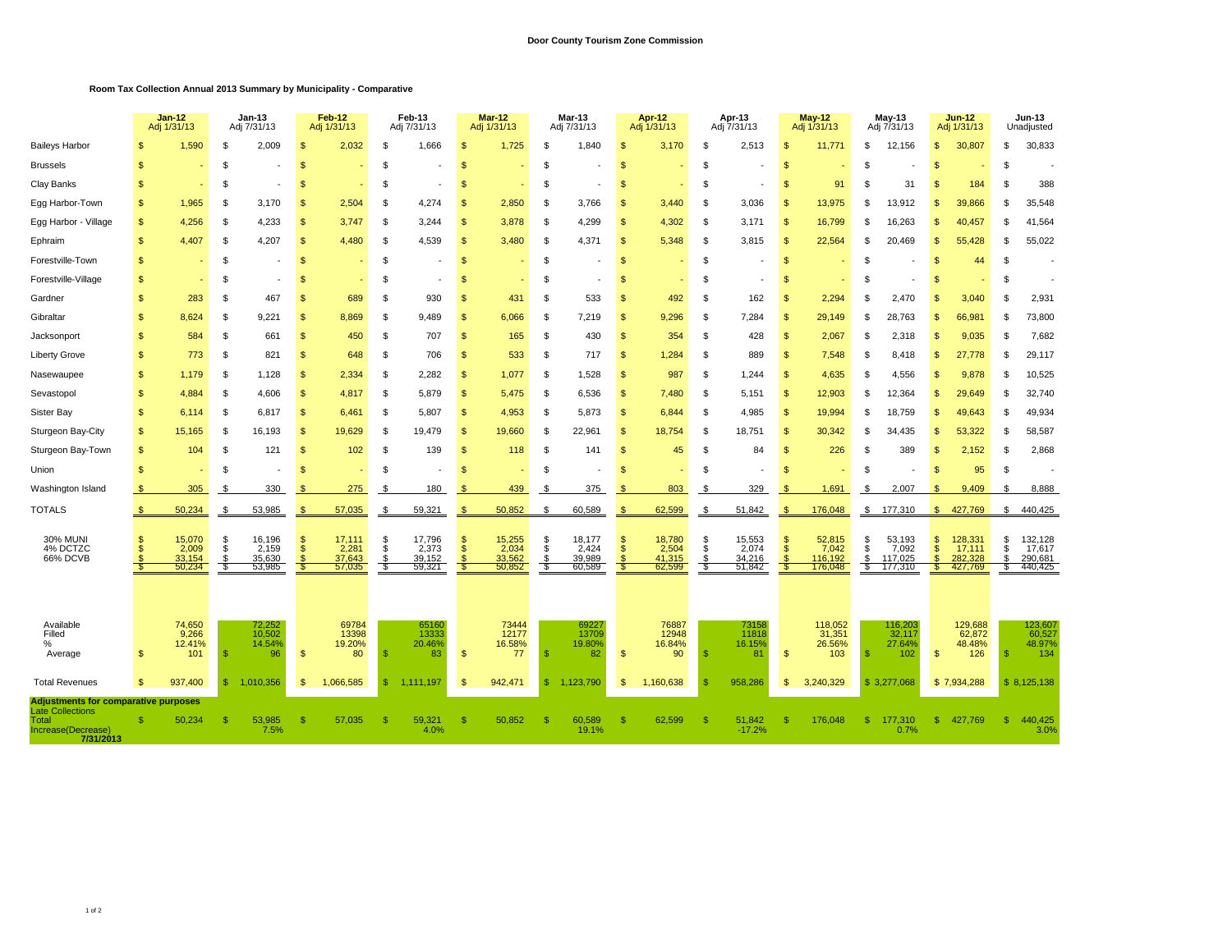# Door County Tourism Zone Commission

## Room Tax Collection Annual 2013 Summary by Municipality - Comparative

| | Jan-12 Adj 1/31/13 | Jan-13 Adj 7/31/13 | Feb-12 Adj 1/31/13 | Feb-13 Adj 7/31/13 | Mar-12 Adj 1/31/13 | Mar-13 Adj 7/31/13 | Apr-12 Adj 1/31/13 | Apr-13 Adj 7/31/13 | May-12 Adj 1/31/13 | May-13 Adj 7/31/13 | Jun-12 Adj 1/31/13 | Jun-13 Unadjusted |
|---|---|---|---|---|---|---|---|---|---|---|---|---|
| Baileys Harbor | $ 1,590 | $ 2,009 | $ 2,032 | $ 1,666 | $ 1,725 | $ 1,840 | $ 3,170 | $ 2,513 | $ 11,771 | $ 12,156 | $ 30,807 | $ 30,833 |
| Brussels | $ - | $ - | $ - | $ - | $ - | $ - | $ - | $ - | $ - | $ - | $ - | $ - |
| Clay Banks | $ - | $ - | $ - | $ - | $ - | $ - | $ - | $ - | $ 91 | $ 31 | $ 184 | $ 388 |
| Egg Harbor-Town | $ 1,965 | $ 3,170 | $ 2,504 | $ 4,274 | $ 2,850 | $ 3,766 | $ 3,440 | $ 3,036 | $ 13,975 | $ 13,912 | $ 39,866 | $ 35,548 |
| Egg Harbor - Village | $ 4,256 | $ 4,233 | $ 3,747 | $ 3,244 | $ 3,878 | $ 4,299 | $ 4,302 | $ 3,171 | $ 16,799 | $ 16,263 | $ 40,457 | $ 41,564 |
| Ephraim | $ 4,407 | $ 4,207 | $ 4,480 | $ 4,539 | $ 3,480 | $ 4,371 | $ 5,348 | $ 3,815 | $ 22,564 | $ 20,469 | $ 55,428 | $ 55,022 |
| Forestville-Town | $ - | $ - | $ - | $ - | $ - | $ - | $ - | $ - | $ - | $ - | $ 44 | $ - |
| Forestville-Village | $ - | $ - | $ - | $ - | $ - | $ - | $ - | $ - | $ - | $ - | $ - | $ - |
| Gardner | $ 283 | $ 467 | $ 689 | $ 930 | $ 431 | $ 533 | $ 492 | $ 162 | $ 2,294 | $ 2,470 | $ 3,040 | $ 2,931 |
| Gibraltar | $ 8,624 | $ 9,221 | $ 8,869 | $ 9,489 | $ 6,066 | $ 7,219 | $ 9,296 | $ 7,284 | $ 29,149 | $ 28,763 | $ 66,981 | $ 73,800 |
| Jacksonport | $ 584 | $ 661 | $ 450 | $ 707 | $ 165 | $ 430 | $ 354 | $ 428 | $ 2,067 | $ 2,318 | $ 9,035 | $ 7,682 |
| Liberty Grove | $ 773 | $ 821 | $ 648 | $ 706 | $ 533 | $ 717 | $ 1,284 | $ 889 | $ 7,548 | $ 8,418 | $ 27,778 | $ 29,117 |
| Nasewaupee | $ 1,179 | $ 1,128 | $ 2,334 | $ 2,282 | $ 1,077 | $ 1,528 | $ 987 | $ 1,244 | $ 4,635 | $ 4,556 | $ 9,878 | $ 10,525 |
| Sevastopol | $ 4,884 | $ 4,606 | $ 4,817 | $ 5,879 | $ 5,475 | $ 6,536 | $ 7,480 | $ 5,151 | $ 12,903 | $ 12,364 | $ 29,649 | $ 32,740 |
| Sister Bay | $ 6,114 | $ 6,817 | $ 6,461 | $ 5,807 | $ 4,953 | $ 5,873 | $ 6,844 | $ 4,985 | $ 19,994 | $ 18,759 | $ 49,643 | $ 49,934 |
| Sturgeon Bay-City | $ 15,165 | $ 16,193 | $ 19,629 | $ 19,479 | $ 19,660 | $ 22,961 | $ 18,754 | $ 18,751 | $ 30,342 | $ 34,435 | $ 53,322 | $ 58,587 |
| Sturgeon Bay-Town | $ 104 | $ 121 | $ 102 | $ 139 | $ 118 | $ 141 | $ 45 | $ 84 | $ 226 | $ 389 | $ 2,152 | $ 2,868 |
| Union | $ - | $ - | $ - | $ - | $ - | $ - | $ - | $ - | $ - | $ - | $ 95 | $ - |
| Washington Island | $ 305 | $ 330 | $ 275 | $ 180 | $ 439 | $ 375 | $ 803 | $ 329 | $ 1,691 | $ 2,007 | $ 9,409 | $ 8,888 |
| TOTALS | $ 50,234 | $ 53,985 | $ 57,035 | $ 59,321 | $ 50,852 | $ 60,589 | $ 62,599 | $ 51,842 | $ 176,048 | $ 177,310 | $ 427,769 | $ 440,425 |
| 30% MUNI | $ 15,070 | $ 16,196 | $ 17,111 | $ 17,796 | $ 15,255 | $ 18,177 | $ 18,780 | $ 15,553 | $ 52,815 | $ 53,193 | $ 128,331 | $ 132,128 |
| 4% DCTZC | $ 2,009 | $ 2,159 | $ 2,281 | $ 2,373 | $ 2,034 | $ 2,424 | $ 2,504 | $ 2,074 | $ 7,042 | $ 7,092 | $ 17,111 | $ 17,617 |
| 66% DCVB | $ 33,154 | $ 35,630 | $ 37,643 | $ 39,152 | $ 33,562 | $ 39,989 | $ 41,315 | $ 34,216 | $ 116,192 | $ 117,025 | $ 282,328 | $ 290,681 |
| | $ 50,234 | $ 53,985 | $ 57,035 | $ 59,321 | $ 50,852 | $ 60,589 | $ 62,599 | $ 51,842 | $ 176,048 | $ 177,310 | $ 427,769 | $ 440,425 |
| Available | 74,650 | 72,252 | 69784 | 65160 | 73444 | 69227 | 76887 | 73158 | 118,052 | 116,203 | 129,688 | 123,607 |
| Filled | 9,266 | 10,502 | 13398 | 13333 | 12177 | 13709 | 12948 | 11818 | 31,351 | 32,117 | 62,872 | 60,527 |
| % | 12.41% | 14.54% | 19.20% | 20.46% | 16.58% | 19.80% | 16.84% | 16.15% | 26.56% | 27.64% | 48.48% | 48.97% |
| Average | $ 101 | $ 96 | $ 80 | $ 83 | $ 77 | $ 82 | $ 90 | $ 81 | $ 103 | $ 102 | $ 126 | $ 134 |
| Total Revenues | $ 937,400 | $ 1,010,356 | $ 1,066,585 | $ 1,111,197 | $ 942,471 | $ 1,123,790 | $ 1,160,638 | $ 958,286 | $ 3,240,329 | $ 3,277,068 | $ 7,934,288 | $ 8,125,138 |
| **Adjustments for comparative purposes** | | | | | | | | | | | | |
| Late Collections | | | | | | | | | | | | |
| Total | $ 50,234 | $ 53,985 | $ 57,035 | $ 59,321 | $ 50,852 | $ 60,589 | $ 62,599 | $ 51,842 | $ 176,048 | $ 177,310 | $ 427,769 | $ 440,425 |
| Increase(Decrease) 7/31/2013 | | 7.5% | | 4.0% | | 19.1% | | -17.2% | | 0.7% | | 3.0% |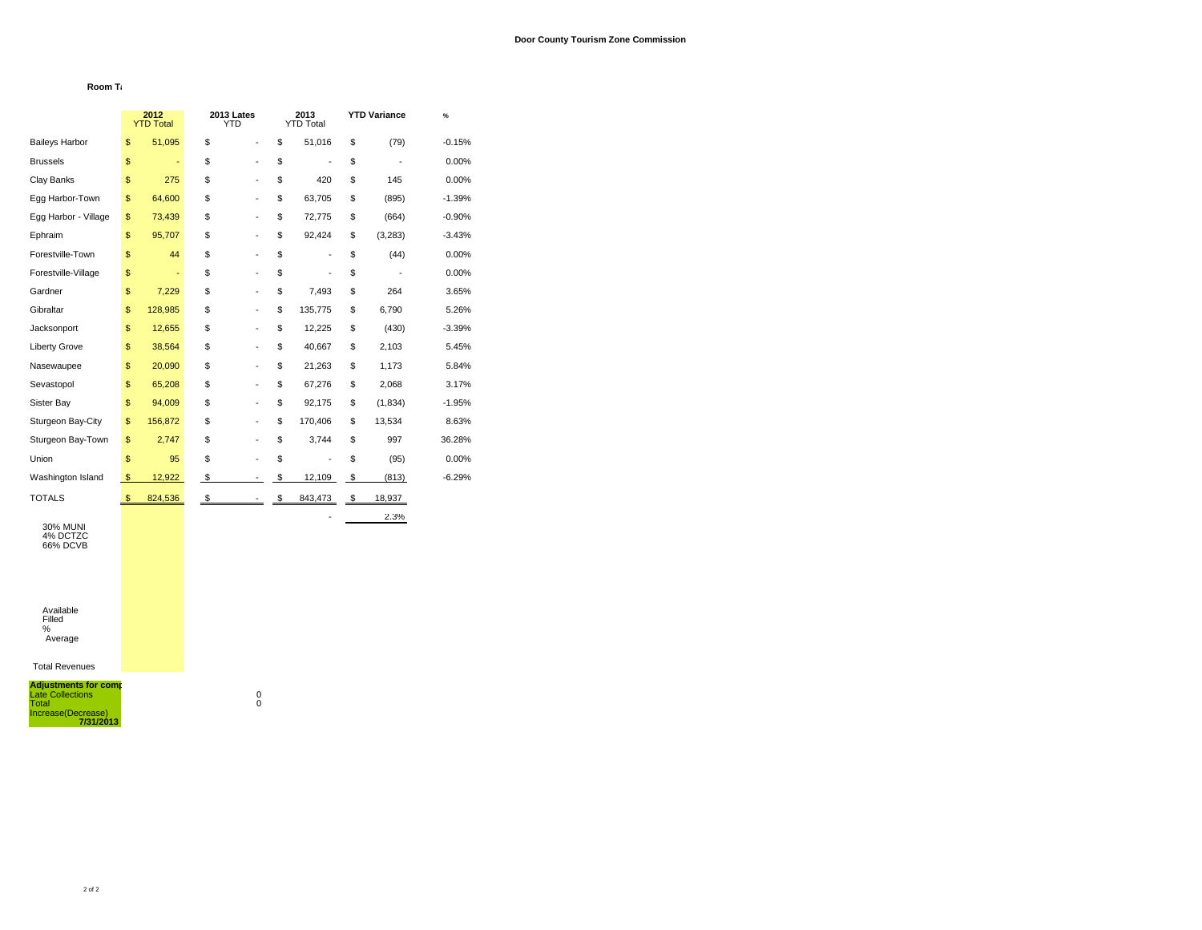**Door County Tourism Zone Commission**

**Room T**

| | 2012 YTD Total | 2013 Lates YTD | 2013 YTD Total | YTD Variance | % |
|---|---|---|---|---|---|
| Baileys Harbor | $ 51,095 | $ - | $ 51,016 | $ (79) | -0.15% |
| Brussels | $ - | $ - | $ - | $ - | 0.00% |
| Clay Banks | $ 275 | $ - | $ 420 | $ 145 | 0.00% |
| Egg Harbor-Town | $ 64,600 | $ - | $ 63,705 | $ (895) | -1.39% |
| Egg Harbor - Village | $ 73,439 | $ - | $ 72,775 | $ (664) | -0.90% |
| Ephraim | $ 95,707 | $ - | $ 92,424 | $ (3,283) | -3.43% |
| Forestville-Town | $ 44 | $ - | $ - | $ (44) | 0.00% |
| Forestville-Village | $ - | $ - | $ - | $ - | 0.00% |
| Gardner | $ 7,229 | $ - | $ 7,493 | $ 264 | 3.65% |
| Gibraltar | $ 128,985 | $ - | $ 135,775 | $ 6,790 | 5.26% |
| Jacksonport | $ 12,655 | $ - | $ 12,225 | $ (430) | -3.39% |
| Liberty Grove | $ 38,564 | $ - | $ 40,667 | $ 2,103 | 5.45% |
| Nasewaupee | $ 20,090 | $ - | $ 21,263 | $ 1,173 | 5.84% |
| Sevastopol | $ 65,208 | $ - | $ 67,276 | $ 2,068 | 3.17% |
| Sister Bay | $ 94,009 | $ - | $ 92,175 | $ (1,834) | -1.95% |
| Sturgeon Bay-City | $ 156,872 | $ - | $ 170,406 | $ 13,534 | 8.63% |
| Sturgeon Bay-Town | $ 2,747 | $ - | $ 3,744 | $ 997 | 36.28% |
| Union | $ 95 | $ - | $ - | $ (95) | 0.00% |
| Washington Island | $ 12,922 | $ - | $ 12,109 | $ (813) | -6.29% |
| TOTALS | $ 824,536 | $ - | $ 843,473 | $ 18,937 | |
| | | | - | 2.3% | |

30% MUNI
4% DCTZC
66% DCVB

Available
Filled
%
Average

Total Revenues

**Adjustments for comp**
Late Collections 0
Total 0
Increase(Decrease)
**7/31/2013**